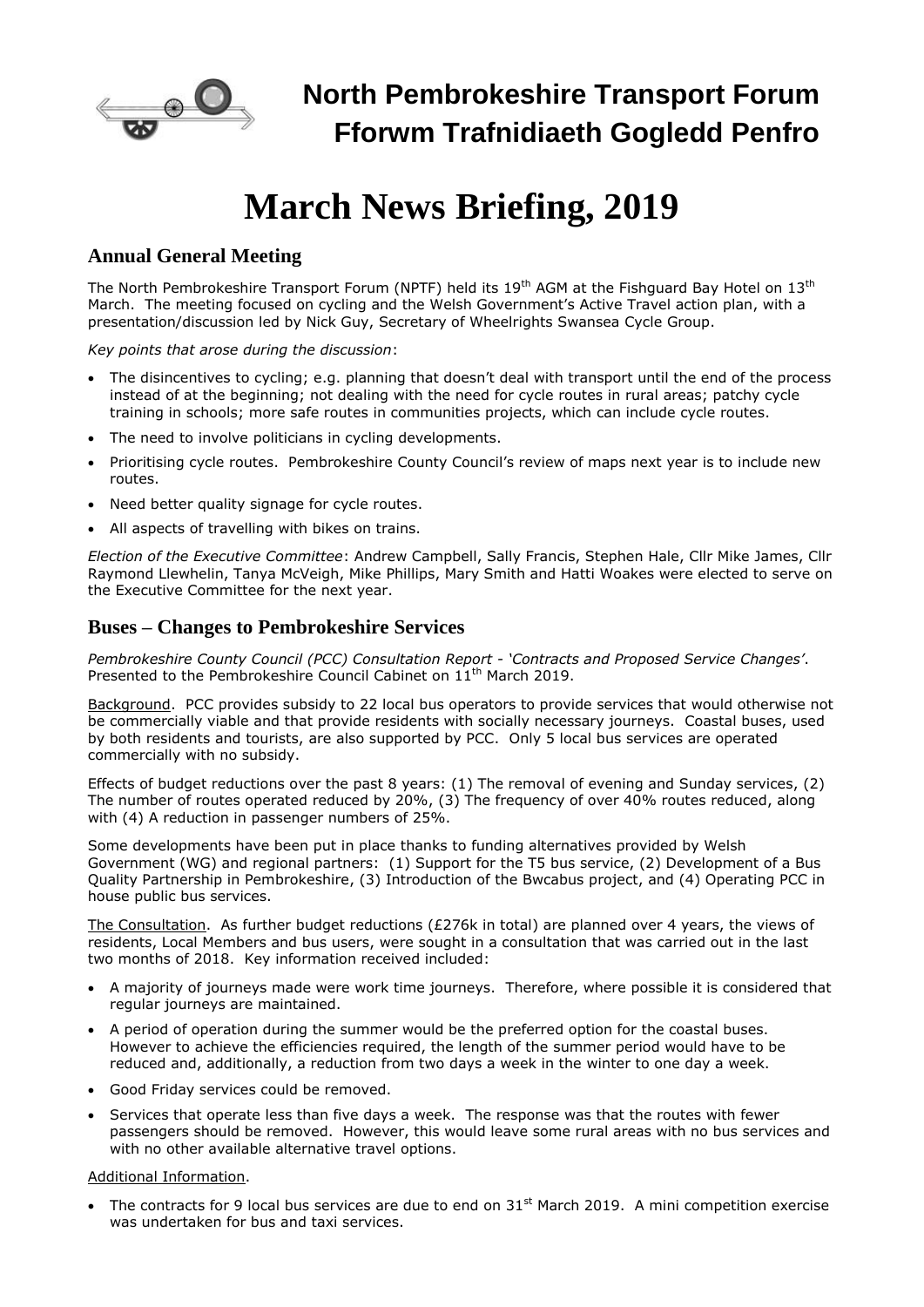# North Pembrokeshire Transport Forum
# Fforwm Trafnidiaeth Gogledd Penfro

# March News Briefing, 2019

## Annual General Meeting

The North Pembrokeshire Transport Forum (NPTF) held its 19th AGM at the Fishguard Bay Hotel on 13th March. The meeting focused on cycling and the Welsh Government's Active Travel action plan, with a presentation/discussion led by Nick Guy, Secretary of Wheelrights Swansea Cycle Group.

*Key points that arose during the discussion*:

- The disincentives to cycling; e.g. planning that doesn't deal with transport until the end of the process instead of at the beginning; not dealing with the need for cycle routes in rural areas; patchy cycle training in schools; more safe routes in communities projects, which can include cycle routes.
- The need to involve politicians in cycling developments.
- Prioritising cycle routes. Pembrokeshire County Council's review of maps next year is to include new routes.
- Need better quality signage for cycle routes.
- All aspects of travelling with bikes on trains.

*Election of the Executive Committee*: Andrew Campbell, Sally Francis, Stephen Hale, Cllr Mike James, Cllr Raymond Llewhelin, Tanya McVeigh, Mike Phillips, Mary Smith and Hatti Woakes were elected to serve on the Executive Committee for the next year.

## Buses – Changes to Pembrokeshire Services

*Pembrokeshire County Council (PCC) Consultation Report - 'Contracts and Proposed Service Changes'*. Presented to the Pembrokeshire Council Cabinet on 11th March 2019.

Background. PCC provides subsidy to 22 local bus operators to provide services that would otherwise not be commercially viable and that provide residents with socially necessary journeys. Coastal buses, used by both residents and tourists, are also supported by PCC. Only 5 local bus services are operated commercially with no subsidy.

Effects of budget reductions over the past 8 years: (1) The removal of evening and Sunday services, (2) The number of routes operated reduced by 20%, (3) The frequency of over 40% routes reduced, along with (4) A reduction in passenger numbers of 25%.

Some developments have been put in place thanks to funding alternatives provided by Welsh Government (WG) and regional partners: (1) Support for the T5 bus service, (2) Development of a Bus Quality Partnership in Pembrokeshire, (3) Introduction of the Bwcabus project, and (4) Operating PCC in house public bus services.

The Consultation. As further budget reductions (£276k in total) are planned over 4 years, the views of residents, Local Members and bus users, were sought in a consultation that was carried out in the last two months of 2018. Key information received included:

- A majority of journeys made were work time journeys. Therefore, where possible it is considered that regular journeys are maintained.
- A period of operation during the summer would be the preferred option for the coastal buses. However to achieve the efficiencies required, the length of the summer period would have to be reduced and, additionally, a reduction from two days a week in the winter to one day a week.
- Good Friday services could be removed.
- Services that operate less than five days a week. The response was that the routes with fewer passengers should be removed. However, this would leave some rural areas with no bus services and with no other available alternative travel options.

Additional Information.

- The contracts for 9 local bus services are due to end on 31st March 2019. A mini competition exercise was undertaken for bus and taxi services.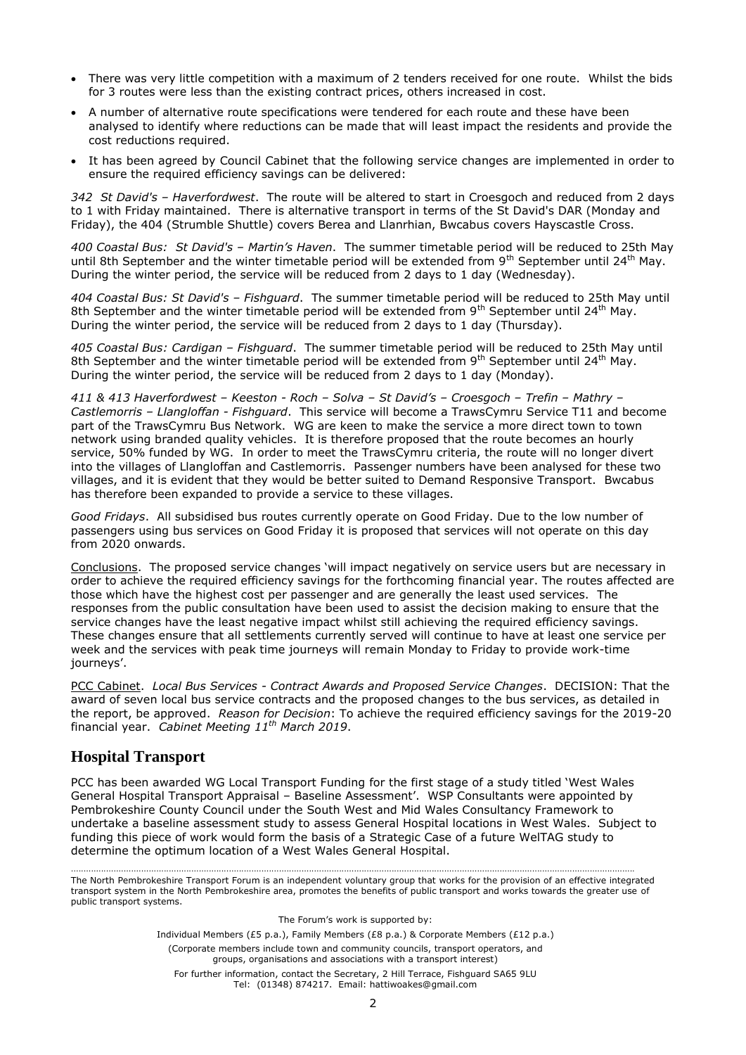- There was very little competition with a maximum of 2 tenders received for one route. Whilst the bids for 3 routes were less than the existing contract prices, others increased in cost.
- A number of alternative route specifications were tendered for each route and these have been analysed to identify where reductions can be made that will least impact the residents and provide the cost reductions required.
- It has been agreed by Council Cabinet that the following service changes are implemented in order to ensure the required efficiency savings can be delivered:

*342 St David's – Haverfordwest*. The route will be altered to start in Croesgoch and reduced from 2 days to 1 with Friday maintained. There is alternative transport in terms of the St David's DAR (Monday and Friday), the 404 (Strumble Shuttle) covers Berea and Llanrhian, Bwcabus covers Hayscastle Cross.

*400 Coastal Bus: St David's – Martin's Haven*. The summer timetable period will be reduced to 25th May until 8th September and the winter timetable period will be extended from 9th September until 24th May. During the winter period, the service will be reduced from 2 days to 1 day (Wednesday).

*404 Coastal Bus: St David's – Fishguard*. The summer timetable period will be reduced to 25th May until 8th September and the winter timetable period will be extended from 9th September until 24th May. During the winter period, the service will be reduced from 2 days to 1 day (Thursday).

*405 Coastal Bus: Cardigan – Fishguard*. The summer timetable period will be reduced to 25th May until 8th September and the winter timetable period will be extended from 9th September until 24th May. During the winter period, the service will be reduced from 2 days to 1 day (Monday).

*411 & 413 Haverfordwest – Keeston - Roch – Solva – St David's – Croesgoch – Trefin – Mathry – Castlemorris – Llangloffan - Fishguard*. This service will become a TrawsCymru Service T11 and become part of the TrawsCymru Bus Network. WG are keen to make the service a more direct town to town network using branded quality vehicles. It is therefore proposed that the route becomes an hourly service, 50% funded by WG. In order to meet the TrawsCymru criteria, the route will no longer divert into the villages of Llangloffan and Castlemorris. Passenger numbers have been analysed for these two villages, and it is evident that they would be better suited to Demand Responsive Transport. Bwcabus has therefore been expanded to provide a service to these villages.

*Good Fridays*. All subsidised bus routes currently operate on Good Friday. Due to the low number of passengers using bus services on Good Friday it is proposed that services will not operate on this day from 2020 onwards.

Conclusions. The proposed service changes 'will impact negatively on service users but are necessary in order to achieve the required efficiency savings for the forthcoming financial year. The routes affected are those which have the highest cost per passenger and are generally the least used services. The responses from the public consultation have been used to assist the decision making to ensure that the service changes have the least negative impact whilst still achieving the required efficiency savings. These changes ensure that all settlements currently served will continue to have at least one service per week and the services with peak time journeys will remain Monday to Friday to provide work-time journeys'.

PCC Cabinet. *Local Bus Services - Contract Awards and Proposed Service Changes*. DECISION: That the award of seven local bus service contracts and the proposed changes to the bus services, as detailed in the report, be approved. *Reason for Decision*: To achieve the required efficiency savings for the 2019-20 financial year. *Cabinet Meeting 11th March 2019*.

## Hospital Transport

PCC has been awarded WG Local Transport Funding for the first stage of a study titled 'West Wales General Hospital Transport Appraisal – Baseline Assessment'. WSP Consultants were appointed by Pembrokeshire County Council under the South West and Mid Wales Consultancy Framework to undertake a baseline assessment study to assess General Hospital locations in West Wales. Subject to funding this piece of work would form the basis of a Strategic Case of a future WelTAG study to determine the optimum location of a West Wales General Hospital.

---

The North Pembrokeshire Transport Forum is an independent voluntary group that works for the provision of an effective integrated transport system in the North Pembrokeshire area, promotes the benefits of public transport and works towards the greater use of public transport systems.

The Forum's work is supported by:

Individual Members (£5 p.a.), Family Members (£8 p.a.) & Corporate Members (£12 p.a.)

(Corporate members include town and community councils, transport operators, and groups, organisations and associations with a transport interest)

For further information, contact the Secretary, 2 Hill Terrace, Fishguard SA65 9LU
Tel: (01348) 874217. Email: hattiwoakes@gmail.com